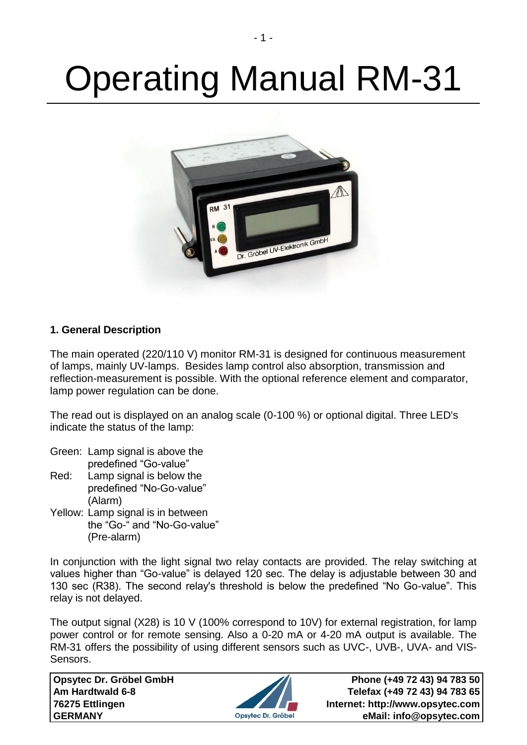# Operating Manual RM-31

## 1. General Description

The main operated (220/110 V) monitor RM-31 is designed for continuous measurement of lamps, mainly UV-lamps. Besides lamp control also absorption, transmission and reflection-measurement is possible. With the optional reference element and comparator, lamp power regulation can be done.

The read out is displayed on an analog scale (0-100 %) or optional digital. Three LED's indicate the status of the lamp:

- Green: Lamp signal is above the predefined "Go-value"
- Red: Lamp signal is below the predefined "No-Go-value" (Alarm)
- Yellow: Lamp signal is in between the "Go-" and "No-Go-value" (Pre-alarm)

In conjunction with the light signal two relay contacts are provided. The relay switching at values higher than "Go-value" is delayed 120 sec. The delay is adjustable between 30 and 130 sec (R38). The second relay's threshold is below the predefined "No Go-value". This relay is not delayed.

The output signal (X28) is 10 V (100% correspond to 10V) for external registration, for lamp power control or for remote sensing. Also a 0-20 mA or 4-20 mA output is available. The RM-31 offers the possibility of using different sensors such as UVC-, UVB-, UVA- and VIS-Sensors.

| | |
|---|---|
| **Opsytec Dr. Gröbel GmbH**<br>**Am Hardtwald 6-8**<br>**76275 Ettlingen**<br>**GERMANY** | **Phone (+49 72 43) 94 783 50**<br>**Telefax (+49 72 43) 94 783 65**<br>**Internet: http://www.opsytec.com**<br>**eMail: info@opsytec.com** |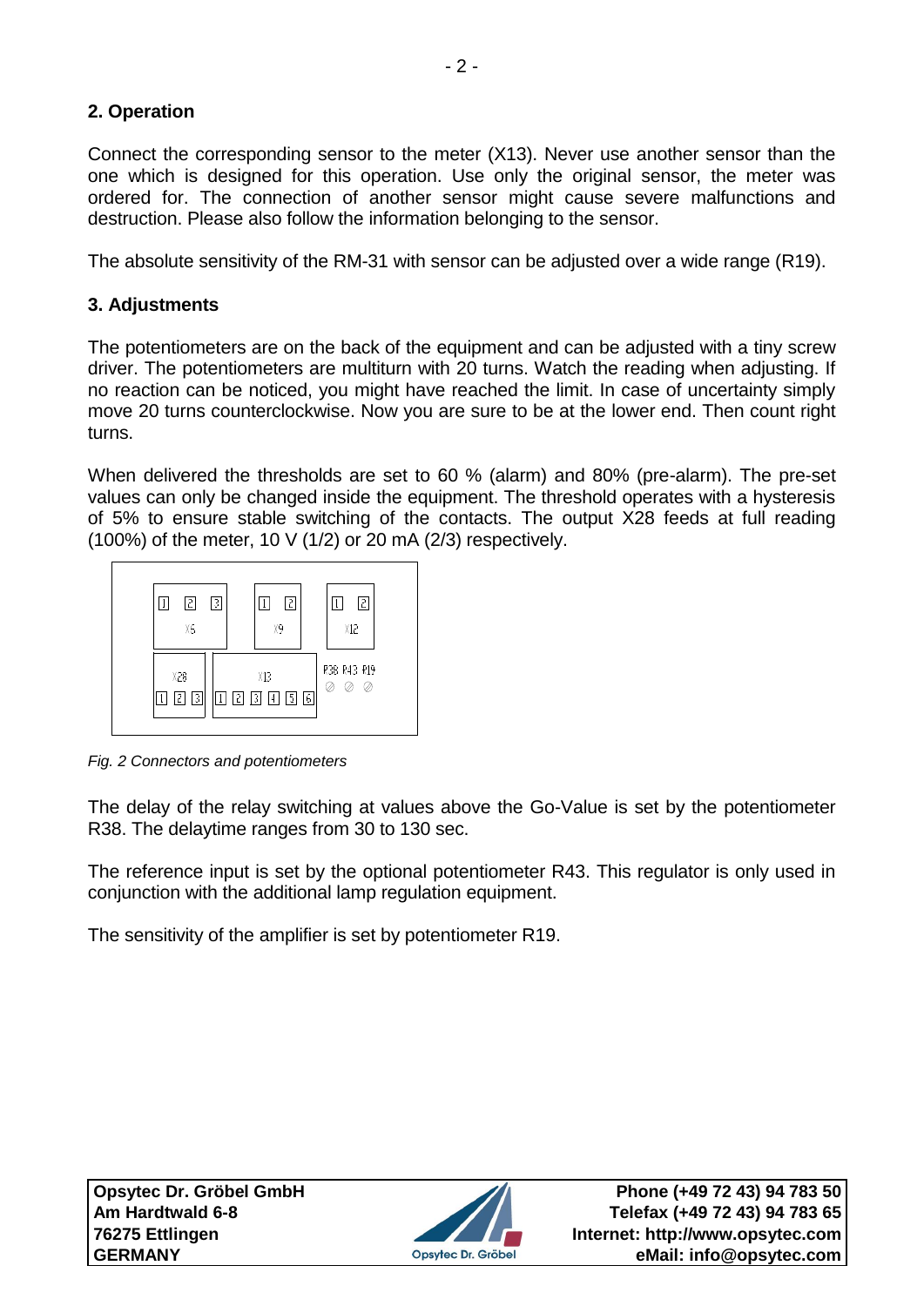## 2. Operation

Connect the corresponding sensor to the meter (X13). Never use another sensor than the one which is designed for this operation. Use only the original sensor, the meter was ordered for. The connection of another sensor might cause severe malfunctions and destruction. Please also follow the information belonging to the sensor.

The absolute sensitivity of the RM-31 with sensor can be adjusted over a wide range (R19).

## 3. Adjustments

The potentiometers are on the back of the equipment and can be adjusted with a tiny screw driver. The potentiometers are multiturn with 20 turns. Watch the reading when adjusting. If no reaction can be noticed, you might have reached the limit. In case of uncertainty simply move 20 turns counterclockwise. Now you are sure to be at the lower end. Then count right turns.

When delivered the thresholds are set to 60 % (alarm) and 80% (pre-alarm). The pre-set values can only be changed inside the equipment. The threshold operates with a hysteresis of 5% to ensure stable switching of the contacts. The output X28 feeds at full reading (100%) of the meter, 10 V (1/2) or 20 mA (2/3) respectively.

1 2 3
X5
1 2
X9
1 2
X12
X28
1 2 3
X13
1 2 3 4 5 6
P38 P43 P19

*Fig. 2 Connectors and potentiometers*

The delay of the relay switching at values above the Go-Value is set by the potentiometer R38. The delaytime ranges from 30 to 130 sec.

The reference input is set by the optional potentiometer R43. This regulator is only used in conjunction with the additional lamp regulation equipment.

The sensitivity of the amplifier is set by potentiometer R19.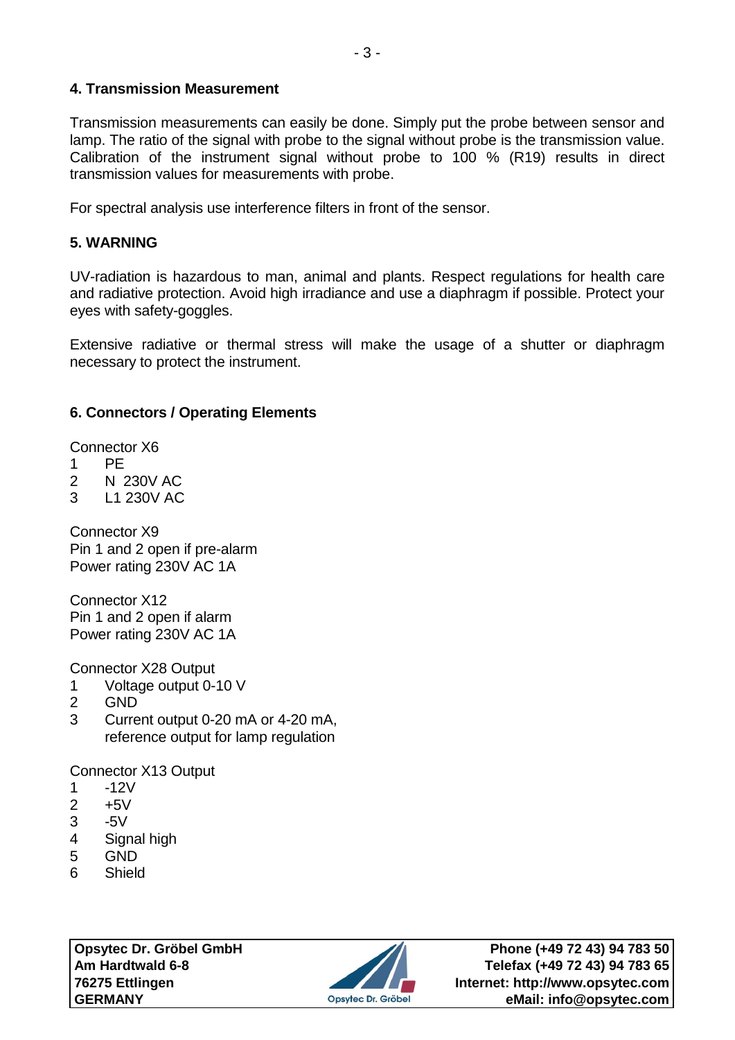## 4. Transmission Measurement

Transmission measurements can easily be done. Simply put the probe between sensor and lamp. The ratio of the signal with probe to the signal without probe is the transmission value. Calibration of the instrument signal without probe to 100 % (R19) results in direct transmission values for measurements with probe.

For spectral analysis use interference filters in front of the sensor.

## 5. WARNING

UV-radiation is hazardous to man, animal and plants. Respect regulations for health care and radiative protection. Avoid high irradiance and use a diaphragm if possible. Protect your eyes with safety-goggles.

Extensive radiative or thermal stress will make the usage of a shutter or diaphragm necessary to protect the instrument.

## 6. Connectors / Operating Elements

Connector X6

1 PE
2 N 230V AC
3 L1 230V AC

Connector X9
Pin 1 and 2 open if pre-alarm
Power rating 230V AC 1A

Connector X12
Pin 1 and 2 open if alarm
Power rating 230V AC 1A

Connector X28 Output

1 Voltage output 0-10 V
2 GND
3 Current output 0-20 mA or 4-20 mA,
  reference output for lamp regulation

Connector X13 Output

1 -12V
2 +5V
3 -5V
4 Signal high
5 GND
6 Shield

**Opsytec Dr. Gröbel GmbH**
**Am Hardtwald 6-8**
**76275 Ettlingen**
**GERMANY**

**Phone (+49 72 43) 94 783 50**
**Telefax (+49 72 43) 94 783 65**
**Internet: http://www.opsytec.com**
**eMail: info@opsytec.com**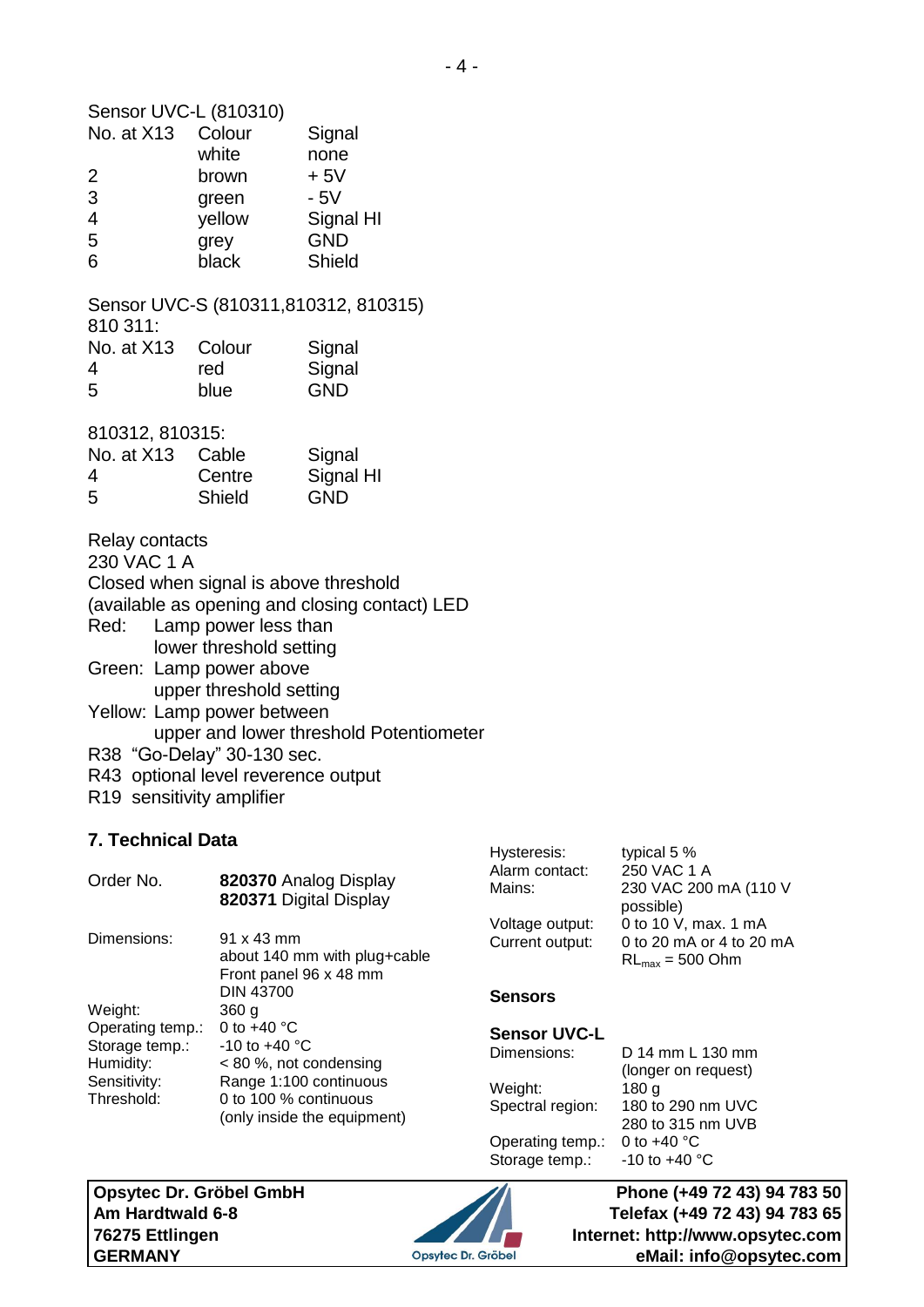Sensor UVC-L (810310)

| No. at X13 | Colour | Signal |
|---|---|---|
| | white | none |
| 2 | brown | + 5V |
| 3 | green | - 5V |
| 4 | yellow | Signal HI |
| 5 | grey | GND |
| 6 | black | Shield |

Sensor UVC-S (810311,810312, 810315)

810 311:

| No. at X13 | Colour | Signal |
|---|---|---|
| 4 | red | Signal |
| 5 | blue | GND |

810312, 810315:

| No. at X13 | Cable | Signal |
|---|---|---|
| 4 | Centre | Signal HI |
| 5 | Shield | GND |

Relay contacts
230 VAC 1 A
Closed when signal is above threshold
(available as opening and closing contact) LED

Red: Lamp power less than lower threshold setting
Green: Lamp power above upper threshold setting
Yellow: Lamp power between upper and lower threshold Potentiometer
R38 “Go-Delay” 30-130 sec.
R43 optional level reverence output
R19 sensitivity amplifier

## 7. Technical Data

| | |
|---|---|
| Order No. | **820370** Analog Display<br>**820371** Digital Display |
| Dimensions: | 91 x 43 mm<br>about 140 mm with plug+cable<br>Front panel 96 x 48 mm<br>DIN 43700 |
| Weight: | 360 g |
| Operating temp.: | 0 to +40 °C |
| Storage temp.: | -10 to +40 °C |
| Humidity: | < 80 %, not condensing |
| Sensitivity: | Range 1:100 continuous |
| Threshold: | 0 to 100 % continuous<br>(only inside the equipment) |
| Hysteresis: | typical 5 % |
| Alarm contact: | 250 VAC 1 A |
| Mains: | 230 VAC 200 mA (110 V possible) |
| Voltage output: | 0 to 10 V, max. 1 mA |
| Current output: | 0 to 20 mA or 4 to 20 mA<br>$RL_{max}$ = 500 Ohm |

### Sensors

### Sensor UVC-L

| | |
|---|---|
| Dimensions: | D 14 mm L 130 mm<br>(longer on request) |
| Weight: | 180 g |
| Spectral region: | 180 to 290 nm UVC<br>280 to 315 nm UVB |
| Operating temp.: | 0 to +40 °C |
| Storage temp.: | -10 to +40 °C |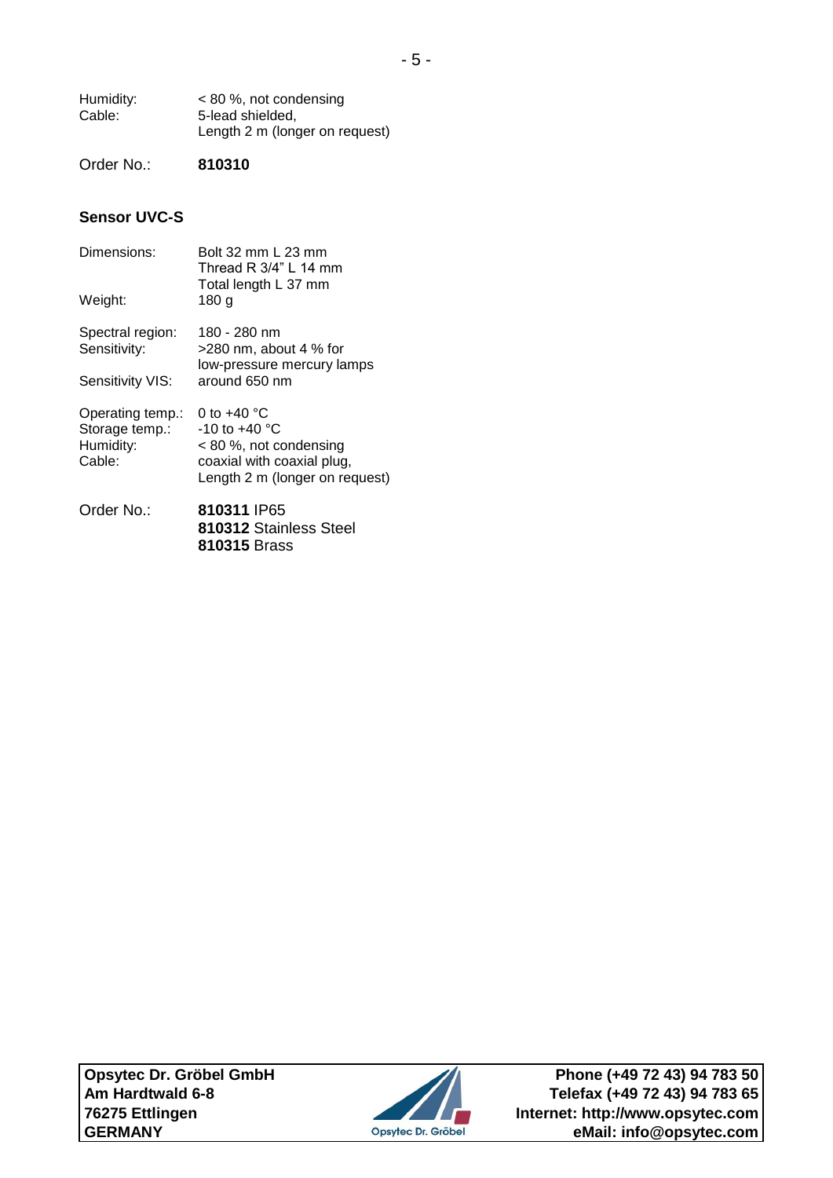| | |
|---|---|
| Humidity: | < 80 %, not condensing |
| Cable: | 5-lead shielded,<br>Length 2 m (longer on request) |

Order No.: **810310**

### Sensor UVC-S

| | |
|---|---|
| Dimensions: | Bolt 32 mm L 23 mm<br>Thread R 3/4" L 14 mm<br>Total length L 37 mm |
| Weight: | 180 g |
| Spectral region: | 180 - 280 nm |
| Sensitivity: | >280 nm, about 4 % for<br>low-pressure mercury lamps |
| Sensitivity VIS: | around 650 nm |
| Operating temp.: | 0 to +40 °C |
| Storage temp.: | -10 to +40 °C |
| Humidity: | < 80 %, not condensing |
| Cable: | coaxial with coaxial plug,<br>Length 2 m (longer on request) |

Order No.: **810311** IP65
**810312** Stainless Steel
**810315** Brass

**Opsytec Dr. Gröbel GmbH**
**Am Hardtwald 6-8**
**76275 Ettlingen**
**GERMANY**

**Phone (+49 72 43) 94 783 50**
**Telefax (+49 72 43) 94 783 65**
**Internet: http://www.opsytec.com**
**eMail: info@opsytec.com**